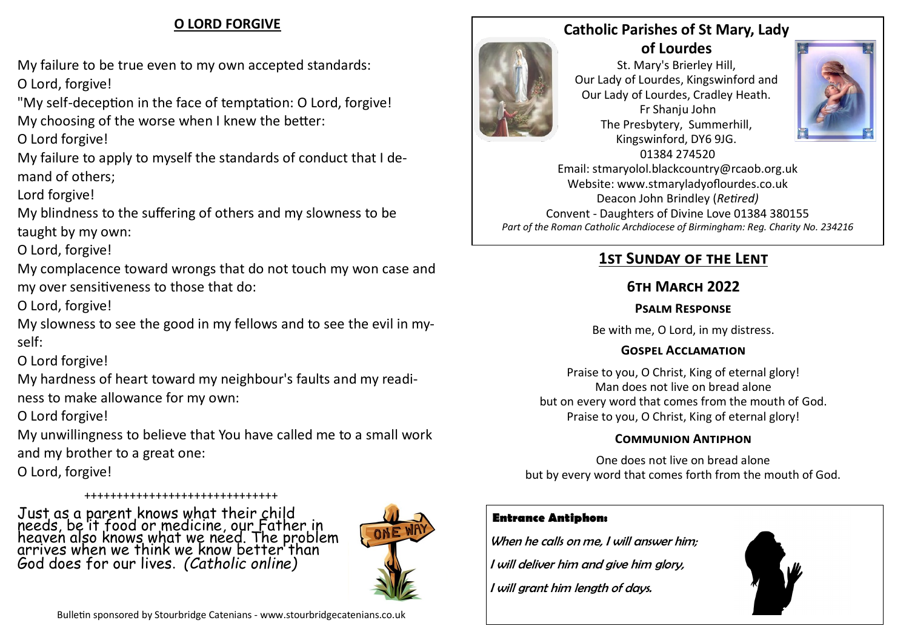## O LORD FORGIVE

My failure to be true even to my own accepted standards:
O Lord, forgive!
"My self-deception in the face of temptation: O Lord, forgive!
My choosing of the worse when I knew the better:
O Lord forgive!
My failure to apply to myself the standards of conduct that I demand of others;
Lord forgive!
My blindness to the suffering of others and my slowness to be taught by my own:
O Lord, forgive!
My complacence toward wrongs that do not touch my won case and my over sensitiveness to those that do:
O Lord, forgive!
My slowness to see the good in my fellows and to see the evil in myself:
O Lord forgive!
My hardness of heart toward my neighbour's faults and my readiness to make allowance for my own:
O Lord forgive!
My unwillingness to believe that You have called me to a small work and my brother to a great one:
O Lord, forgive!

+++++++++++++++++++++++++++++++

Just as a parent knows what their child needs, be it food or medicine, our Father in heaven also knows what we need. The problem arrives when we think we know better than God does for our lives. *(Catholic online)*

Bulletin sponsored by Stourbridge Catenians - www.stourbridgecatenians.co.uk

## Catholic Parishes of St Mary, Lady of Lourdes

St. Mary's Brierley Hill,
Our Lady of Lourdes, Kingswinford and
Our Lady of Lourdes, Cradley Heath.
Fr Shanju John
The Presbytery, Summerhill,
Kingswinford, DY6 9JG.
01384 274520
Email: stmaryolol.blackcountry@rcaob.org.uk
Website: www.stmaryladyoflourdes.co.uk
Deacon John Brindley (*Retired)*
Convent - Daughters of Divine Love 01384 380155
*Part of the Roman Catholic Archdiocese of Birmingham: Reg. Charity No. 234216*

## 1ST SUNDAY OF THE LENT

### 6TH MARCH 2022

#### PSALM RESPONSE

Be with me, O Lord, in my distress.

#### GOSPEL ACCLAMATION

Praise to you, O Christ, King of eternal glory!
Man does not live on bread alone
but on every word that comes from the mouth of God.
Praise to you, O Christ, King of eternal glory!

#### COMMUNION ANTIPHON

One does not live on bread alone
but by every word that comes forth from the mouth of God.

**Entrance Antiphon:**

*When he calls on me, I will answer him;*
*I will deliver him and give him glory,*
*I will grant him length of days.*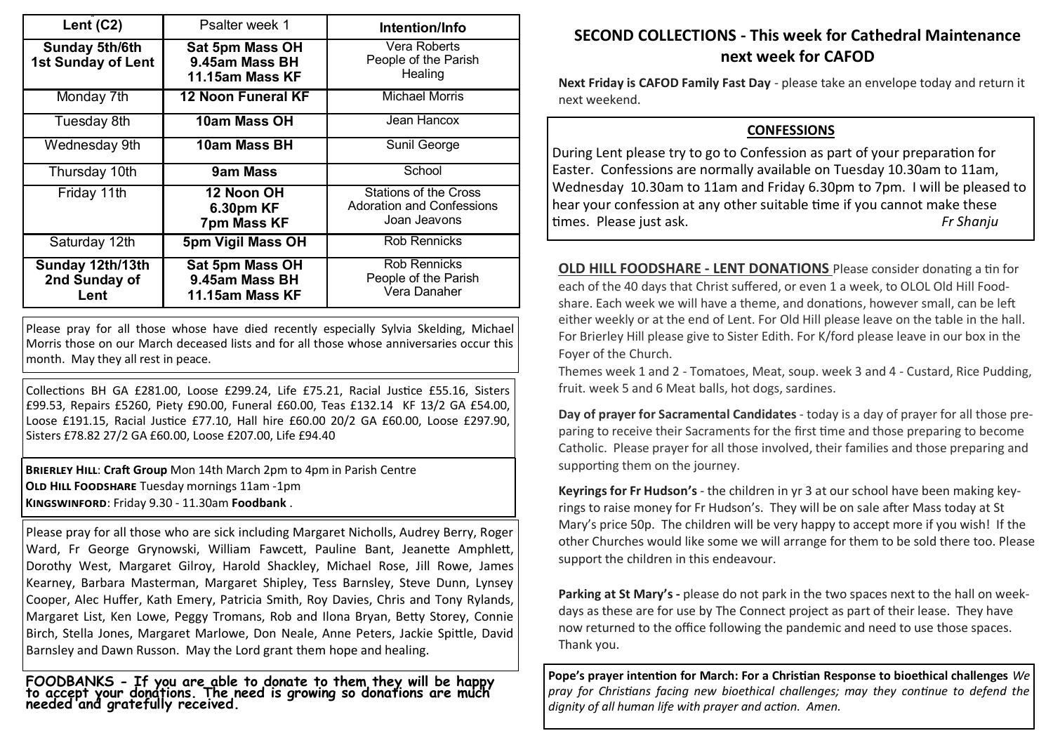| Lent (C2) | Psalter week 1 | Intention/Info |
|---|---|---|
| **Sunday 5th/6th 1st Sunday of Lent** | **Sat 5pm Mass OH 9.45am Mass BH 11.15am Mass KF** | Vera Roberts People of the Parish Healing |
| Monday 7th | **12 Noon Funeral KF** | Michael Morris |
| Tuesday 8th | **10am Mass OH** | Jean Hancox |
| Wednesday 9th | **10am Mass BH** | Sunil George |
| Thursday 10th | **9am Mass** | School |
| Friday 11th | **12 Noon OH 6.30pm KF 7pm Mass KF** | Stations of the Cross Adoration and Confessions Joan Jeavons |
| Saturday 12th | **5pm Vigil Mass OH** | Rob Rennicks |
| **Sunday 12th/13th 2nd Sunday of Lent** | **Sat 5pm Mass OH 9.45am Mass BH 11.15am Mass KF** | Rob Rennicks People of the Parish Vera Danaher |

Please pray for all those whose have died recently especially Sylvia Skelding, Michael Morris those on our March deceased lists and for all those whose anniversaries occur this month. May they all rest in peace.

Collections BH GA £281.00, Loose £299.24, Life £75.21, Racial Justice £55.16, Sisters £99.53, Repairs £5260, Piety £90.00, Funeral £60.00, Teas £132.14 KF 13/2 GA £54.00, Loose £191.15, Racial Justice £77.10, Hall hire £60.00 20/2 GA £60.00, Loose £297.90, Sisters £78.82 27/2 GA £60.00, Loose £207.00, Life £94.40

**Brierley Hill**: **Craft Group** Mon 14th March 2pm to 4pm in Parish Centre
**Old Hill Foodshare** Tuesday mornings 11am -1pm
**Kingswinford**: Friday 9.30 - 11.30am **Foodbank** .

Please pray for all those who are sick including Margaret Nicholls, Audrey Berry, Roger Ward, Fr George Grynowski, William Fawcett, Pauline Bant, Jeanette Amphlett, Dorothy West, Margaret Gilroy, Harold Shackley, Michael Rose, Jill Rowe, James Kearney, Barbara Masterman, Margaret Shipley, Tess Barnsley, Steve Dunn, Lynsey Cooper, Alec Huffer, Kath Emery, Patricia Smith, Roy Davies, Chris and Tony Rylands, Margaret List, Ken Lowe, Peggy Tromans, Rob and Ilona Bryan, Betty Storey, Connie Birch, Stella Jones, Margaret Marlowe, Don Neale, Anne Peters, Jackie Spittle, David Barnsley and Dawn Russon. May the Lord grant them hope and healing.

**FOODBANKS - If you are able to donate to them they will be happy to accept your donations. The need is growing so donations are much needed and gratefully received.**

## SECOND COLLECTIONS - This week for Cathedral Maintenance next week for CAFOD

**Next Friday is CAFOD Family Fast Day** - please take an envelope today and return it next weekend.

### CONFESSIONS

During Lent please try to go to Confession as part of your preparation for Easter. Confessions are normally available on Tuesday 10.30am to 11am, Wednesday 10.30am to 11am and Friday 6.30pm to 7pm. I will be pleased to hear your confession at any other suitable time if you cannot make these times. Please just ask. *Fr Shanju*

**OLD HILL FOODSHARE - LENT DONATIONS** Please consider donating a tin for each of the 40 days that Christ suffered, or even 1 a week, to OLOL Old Hill Food-share. Each week we will have a theme, and donations, however small, can be left either weekly or at the end of Lent. For Old Hill please leave on the table in the hall. For Brierley Hill please give to Sister Edith. For K/ford please leave in our box in the Foyer of the Church.

Themes week 1 and 2 - Tomatoes, Meat, soup. week 3 and 4 - Custard, Rice Pudding, fruit. week 5 and 6 Meat balls, hot dogs, sardines.

**Day of prayer for Sacramental Candidates** - today is a day of prayer for all those preparing to receive their Sacraments for the first time and those preparing to become Catholic. Please prayer for all those involved, their families and those preparing and supporting them on the journey.

**Keyrings for Fr Hudson's** - the children in yr 3 at our school have been making keyrings to raise money for Fr Hudson's. They will be on sale after Mass today at St Mary's price 50p. The children will be very happy to accept more if you wish! If the other Churches would like some we will arrange for them to be sold there too. Please support the children in this endeavour.

**Parking at St Mary's -** please do not park in the two spaces next to the hall on weekdays as these are for use by The Connect project as part of their lease. They have now returned to the office following the pandemic and need to use those spaces. Thank you.

**Pope's prayer intention for March: For a Christian Response to bioethical challenges** *We pray for Christians facing new bioethical challenges; may they continue to defend the dignity of all human life with prayer and action. Amen.*